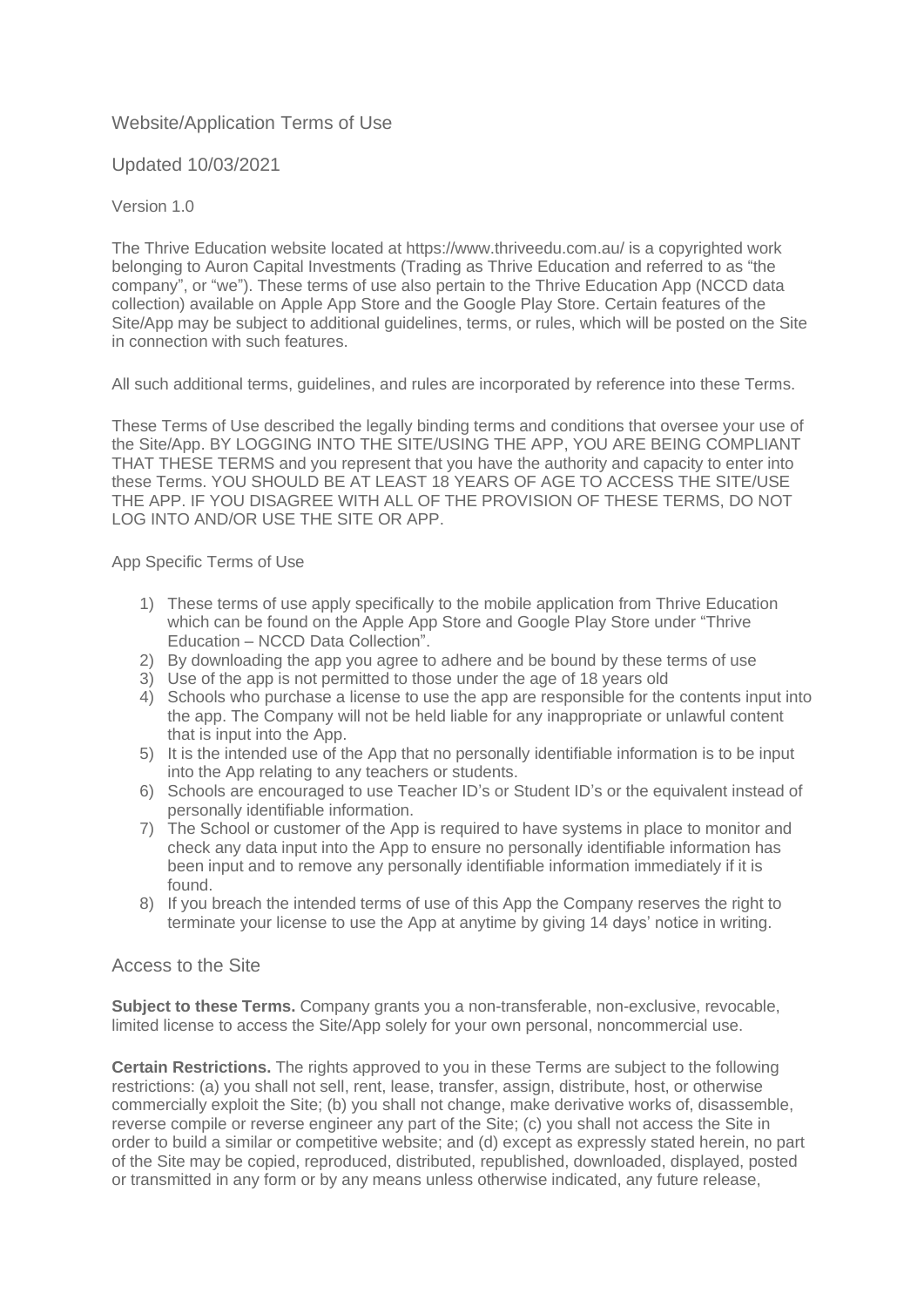# Website/Application Terms of Use

Updated 10/03/2021

Version 1.0

The Thrive Education website located at https://www.thriveedu.com.au/ is a copyrighted work belonging to Auron Capital Investments (Trading as Thrive Education and referred to as "the company", or "we"). These terms of use also pertain to the Thrive Education App (NCCD data collection) available on Apple App Store and the Google Play Store. Certain features of the Site/App may be subject to additional guidelines, terms, or rules, which will be posted on the Site in connection with such features.

All such additional terms, guidelines, and rules are incorporated by reference into these Terms.

These Terms of Use described the legally binding terms and conditions that oversee your use of the Site/App. BY LOGGING INTO THE SITE/USING THE APP, YOU ARE BEING COMPLIANT THAT THESE TERMS and you represent that you have the authority and capacity to enter into these Terms. YOU SHOULD BE AT LEAST 18 YEARS OF AGE TO ACCESS THE SITE/USE THE APP. IF YOU DISAGREE WITH ALL OF THE PROVISION OF THESE TERMS, DO NOT LOG INTO AND/OR USE THE SITE OR APP.

App Specific Terms of Use

1) These terms of use apply specifically to the mobile application from Thrive Education which can be found on the Apple App Store and Google Play Store under "Thrive Education – NCCD Data Collection".
2) By downloading the app you agree to adhere and be bound by these terms of use
3) Use of the app is not permitted to those under the age of 18 years old
4) Schools who purchase a license to use the app are responsible for the contents input into the app. The Company will not be held liable for any inappropriate or unlawful content that is input into the App.
5) It is the intended use of the App that no personally identifiable information is to be input into the App relating to any teachers or students.
6) Schools are encouraged to use Teacher ID's or Student ID's or the equivalent instead of personally identifiable information.
7) The School or customer of the App is required to have systems in place to monitor and check any data input into the App to ensure no personally identifiable information has been input and to remove any personally identifiable information immediately if it is found.
8) If you breach the intended terms of use of this App the Company reserves the right to terminate your license to use the App at anytime by giving 14 days' notice in writing.

## Access to the Site

**Subject to these Terms.** Company grants you a non-transferable, non-exclusive, revocable, limited license to access the Site/App solely for your own personal, noncommercial use.

**Certain Restrictions.** The rights approved to you in these Terms are subject to the following restrictions: (a) you shall not sell, rent, lease, transfer, assign, distribute, host, or otherwise commercially exploit the Site; (b) you shall not change, make derivative works of, disassemble, reverse compile or reverse engineer any part of the Site; (c) you shall not access the Site in order to build a similar or competitive website; and (d) except as expressly stated herein, no part of the Site may be copied, reproduced, distributed, republished, downloaded, displayed, posted or transmitted in any form or by any means unless otherwise indicated, any future release,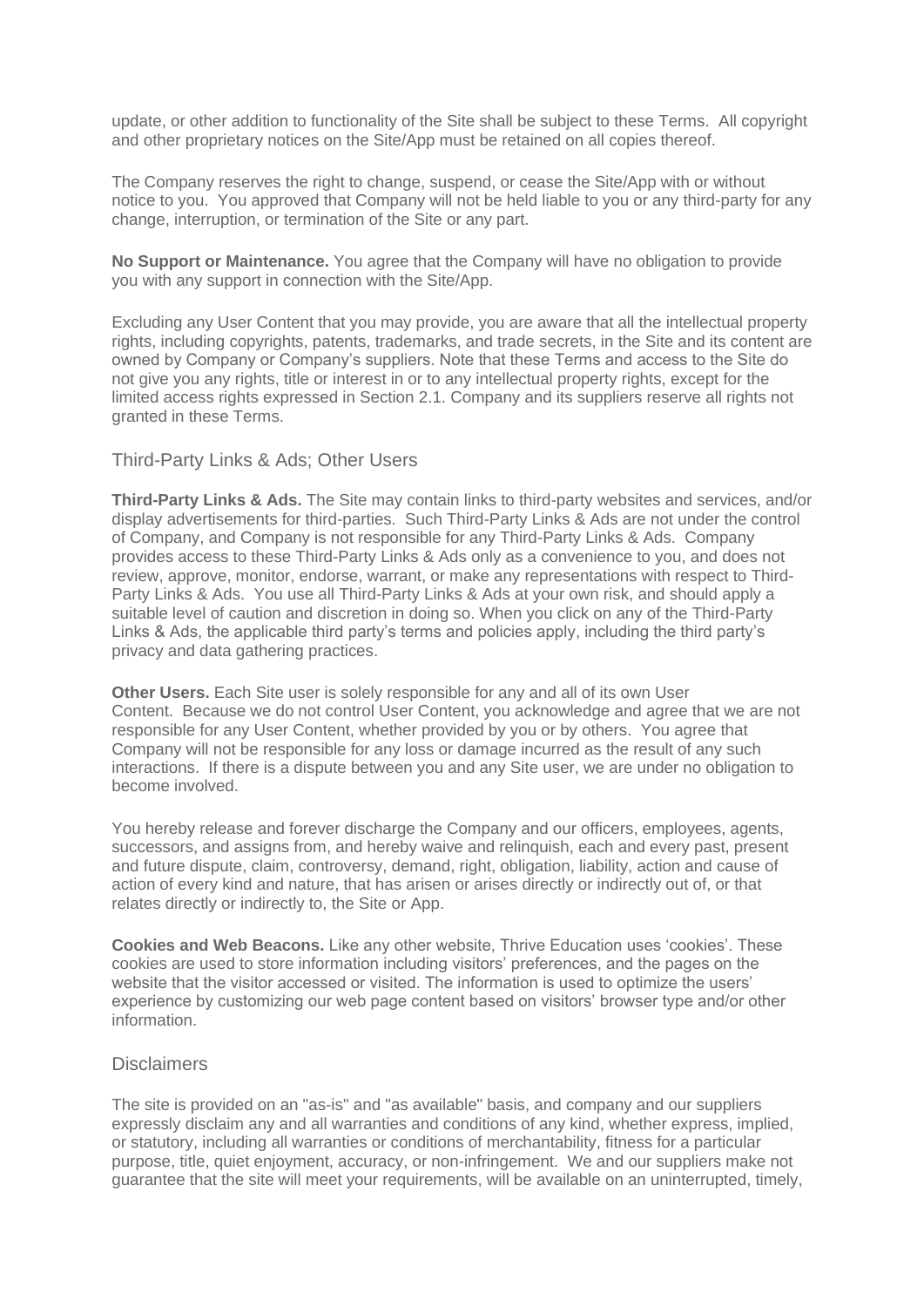update, or other addition to functionality of the Site shall be subject to these Terms. All copyright and other proprietary notices on the Site/App must be retained on all copies thereof.

The Company reserves the right to change, suspend, or cease the Site/App with or without notice to you. You approved that Company will not be held liable to you or any third-party for any change, interruption, or termination of the Site or any part.

**No Support or Maintenance.** You agree that the Company will have no obligation to provide you with any support in connection with the Site/App.

Excluding any User Content that you may provide, you are aware that all the intellectual property rights, including copyrights, patents, trademarks, and trade secrets, in the Site and its content are owned by Company or Company's suppliers. Note that these Terms and access to the Site do not give you any rights, title or interest in or to any intellectual property rights, except for the limited access rights expressed in Section 2.1. Company and its suppliers reserve all rights not granted in these Terms.

## Third-Party Links & Ads; Other Users

**Third-Party Links & Ads.** The Site may contain links to third-party websites and services, and/or display advertisements for third-parties. Such Third-Party Links & Ads are not under the control of Company, and Company is not responsible for any Third-Party Links & Ads. Company provides access to these Third-Party Links & Ads only as a convenience to you, and does not review, approve, monitor, endorse, warrant, or make any representations with respect to Third-Party Links & Ads. You use all Third-Party Links & Ads at your own risk, and should apply a suitable level of caution and discretion in doing so. When you click on any of the Third-Party Links & Ads, the applicable third party's terms and policies apply, including the third party's privacy and data gathering practices.

**Other Users.** Each Site user is solely responsible for any and all of its own User Content. Because we do not control User Content, you acknowledge and agree that we are not responsible for any User Content, whether provided by you or by others. You agree that Company will not be responsible for any loss or damage incurred as the result of any such interactions. If there is a dispute between you and any Site user, we are under no obligation to become involved.

You hereby release and forever discharge the Company and our officers, employees, agents, successors, and assigns from, and hereby waive and relinquish, each and every past, present and future dispute, claim, controversy, demand, right, obligation, liability, action and cause of action of every kind and nature, that has arisen or arises directly or indirectly out of, or that relates directly or indirectly to, the Site or App.

**Cookies and Web Beacons.** Like any other website, Thrive Education uses 'cookies'. These cookies are used to store information including visitors' preferences, and the pages on the website that the visitor accessed or visited. The information is used to optimize the users' experience by customizing our web page content based on visitors' browser type and/or other information.

## Disclaimers

The site is provided on an "as-is" and "as available" basis, and company and our suppliers expressly disclaim any and all warranties and conditions of any kind, whether express, implied, or statutory, including all warranties or conditions of merchantability, fitness for a particular purpose, title, quiet enjoyment, accuracy, or non-infringement. We and our suppliers make not guarantee that the site will meet your requirements, will be available on an uninterrupted, timely,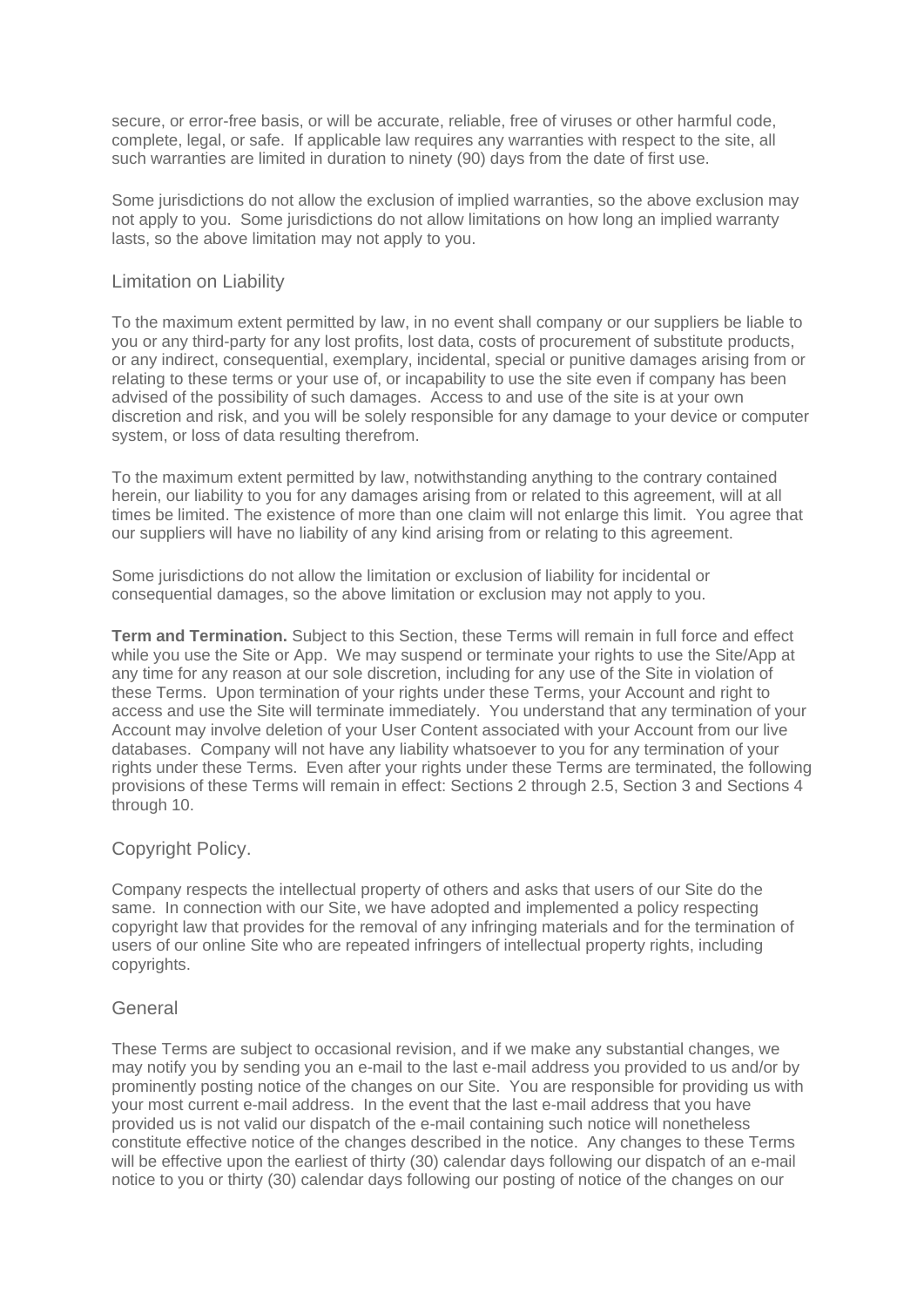secure, or error-free basis, or will be accurate, reliable, free of viruses or other harmful code, complete, legal, or safe. If applicable law requires any warranties with respect to the site, all such warranties are limited in duration to ninety (90) days from the date of first use.

Some jurisdictions do not allow the exclusion of implied warranties, so the above exclusion may not apply to you. Some jurisdictions do not allow limitations on how long an implied warranty lasts, so the above limitation may not apply to you.

## Limitation on Liability

To the maximum extent permitted by law, in no event shall company or our suppliers be liable to you or any third-party for any lost profits, lost data, costs of procurement of substitute products, or any indirect, consequential, exemplary, incidental, special or punitive damages arising from or relating to these terms or your use of, or incapability to use the site even if company has been advised of the possibility of such damages. Access to and use of the site is at your own discretion and risk, and you will be solely responsible for any damage to your device or computer system, or loss of data resulting therefrom.

To the maximum extent permitted by law, notwithstanding anything to the contrary contained herein, our liability to you for any damages arising from or related to this agreement, will at all times be limited. The existence of more than one claim will not enlarge this limit. You agree that our suppliers will have no liability of any kind arising from or relating to this agreement.

Some jurisdictions do not allow the limitation or exclusion of liability for incidental or consequential damages, so the above limitation or exclusion may not apply to you.

**Term and Termination.** Subject to this Section, these Terms will remain in full force and effect while you use the Site or App. We may suspend or terminate your rights to use the Site/App at any time for any reason at our sole discretion, including for any use of the Site in violation of these Terms. Upon termination of your rights under these Terms, your Account and right to access and use the Site will terminate immediately. You understand that any termination of your Account may involve deletion of your User Content associated with your Account from our live databases. Company will not have any liability whatsoever to you for any termination of your rights under these Terms. Even after your rights under these Terms are terminated, the following provisions of these Terms will remain in effect: Sections 2 through 2.5, Section 3 and Sections 4 through 10.

## Copyright Policy.

Company respects the intellectual property of others and asks that users of our Site do the same. In connection with our Site, we have adopted and implemented a policy respecting copyright law that provides for the removal of any infringing materials and for the termination of users of our online Site who are repeated infringers of intellectual property rights, including copyrights.

## General

These Terms are subject to occasional revision, and if we make any substantial changes, we may notify you by sending you an e-mail to the last e-mail address you provided to us and/or by prominently posting notice of the changes on our Site. You are responsible for providing us with your most current e-mail address. In the event that the last e-mail address that you have provided us is not valid our dispatch of the e-mail containing such notice will nonetheless constitute effective notice of the changes described in the notice. Any changes to these Terms will be effective upon the earliest of thirty (30) calendar days following our dispatch of an e-mail notice to you or thirty (30) calendar days following our posting of notice of the changes on our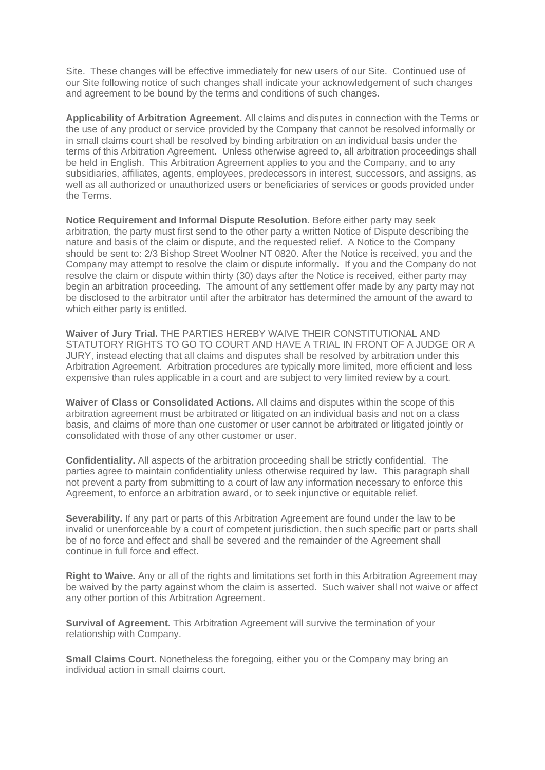Site. These changes will be effective immediately for new users of our Site. Continued use of our Site following notice of such changes shall indicate your acknowledgement of such changes and agreement to be bound by the terms and conditions of such changes.

**Applicability of Arbitration Agreement.** All claims and disputes in connection with the Terms or the use of any product or service provided by the Company that cannot be resolved informally or in small claims court shall be resolved by binding arbitration on an individual basis under the terms of this Arbitration Agreement. Unless otherwise agreed to, all arbitration proceedings shall be held in English. This Arbitration Agreement applies to you and the Company, and to any subsidiaries, affiliates, agents, employees, predecessors in interest, successors, and assigns, as well as all authorized or unauthorized users or beneficiaries of services or goods provided under the Terms.

**Notice Requirement and Informal Dispute Resolution.** Before either party may seek arbitration, the party must first send to the other party a written Notice of Dispute describing the nature and basis of the claim or dispute, and the requested relief. A Notice to the Company should be sent to: 2/3 Bishop Street Woolner NT 0820. After the Notice is received, you and the Company may attempt to resolve the claim or dispute informally. If you and the Company do not resolve the claim or dispute within thirty (30) days after the Notice is received, either party may begin an arbitration proceeding. The amount of any settlement offer made by any party may not be disclosed to the arbitrator until after the arbitrator has determined the amount of the award to which either party is entitled.

**Waiver of Jury Trial.** THE PARTIES HEREBY WAIVE THEIR CONSTITUTIONAL AND STATUTORY RIGHTS TO GO TO COURT AND HAVE A TRIAL IN FRONT OF A JUDGE OR A JURY, instead electing that all claims and disputes shall be resolved by arbitration under this Arbitration Agreement. Arbitration procedures are typically more limited, more efficient and less expensive than rules applicable in a court and are subject to very limited review by a court.

**Waiver of Class or Consolidated Actions.** All claims and disputes within the scope of this arbitration agreement must be arbitrated or litigated on an individual basis and not on a class basis, and claims of more than one customer or user cannot be arbitrated or litigated jointly or consolidated with those of any other customer or user.

**Confidentiality.** All aspects of the arbitration proceeding shall be strictly confidential. The parties agree to maintain confidentiality unless otherwise required by law. This paragraph shall not prevent a party from submitting to a court of law any information necessary to enforce this Agreement, to enforce an arbitration award, or to seek injunctive or equitable relief.

**Severability.** If any part or parts of this Arbitration Agreement are found under the law to be invalid or unenforceable by a court of competent jurisdiction, then such specific part or parts shall be of no force and effect and shall be severed and the remainder of the Agreement shall continue in full force and effect.

**Right to Waive.** Any or all of the rights and limitations set forth in this Arbitration Agreement may be waived by the party against whom the claim is asserted. Such waiver shall not waive or affect any other portion of this Arbitration Agreement.

**Survival of Agreement.** This Arbitration Agreement will survive the termination of your relationship with Company.

**Small Claims Court.** Nonetheless the foregoing, either you or the Company may bring an individual action in small claims court.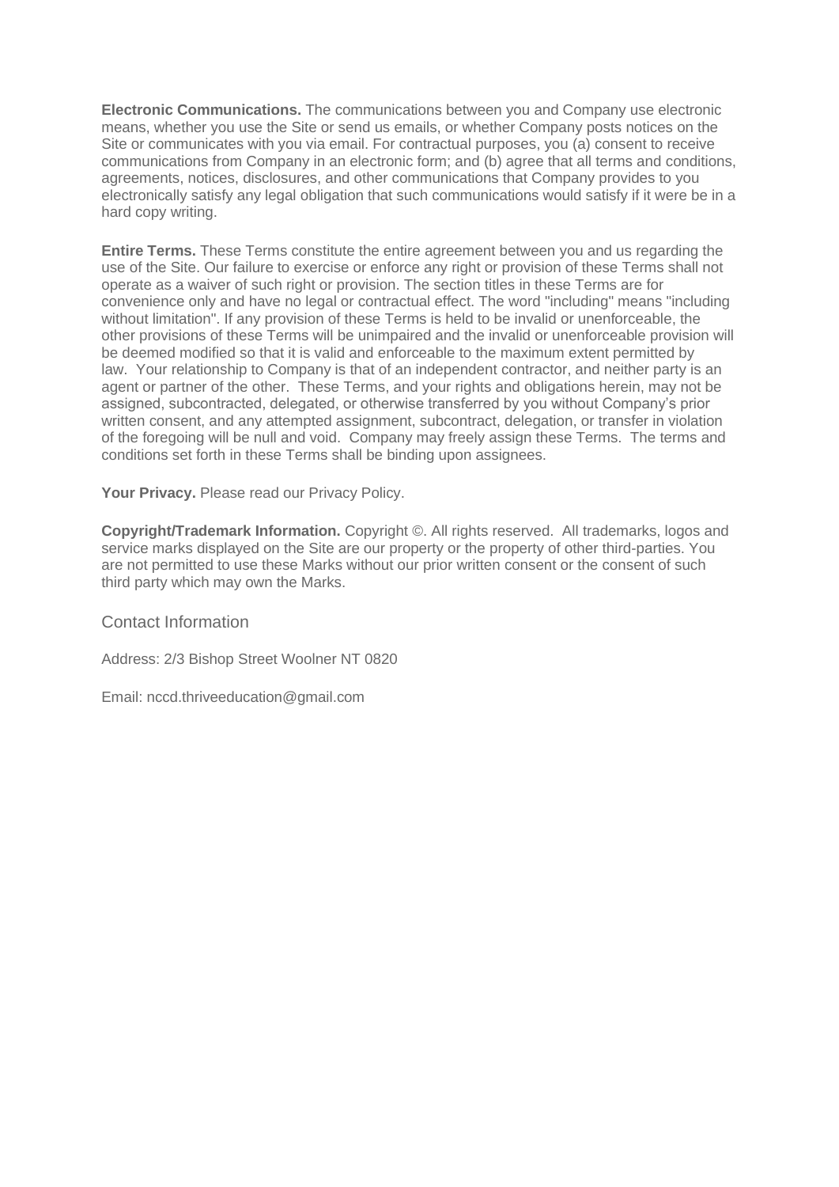**Electronic Communications.** The communications between you and Company use electronic means, whether you use the Site or send us emails, or whether Company posts notices on the Site or communicates with you via email. For contractual purposes, you (a) consent to receive communications from Company in an electronic form; and (b) agree that all terms and conditions, agreements, notices, disclosures, and other communications that Company provides to you electronically satisfy any legal obligation that such communications would satisfy if it were be in a hard copy writing.

**Entire Terms.** These Terms constitute the entire agreement between you and us regarding the use of the Site. Our failure to exercise or enforce any right or provision of these Terms shall not operate as a waiver of such right or provision. The section titles in these Terms are for convenience only and have no legal or contractual effect. The word "including" means "including without limitation". If any provision of these Terms is held to be invalid or unenforceable, the other provisions of these Terms will be unimpaired and the invalid or unenforceable provision will be deemed modified so that it is valid and enforceable to the maximum extent permitted by law. Your relationship to Company is that of an independent contractor, and neither party is an agent or partner of the other. These Terms, and your rights and obligations herein, may not be assigned, subcontracted, delegated, or otherwise transferred by you without Company's prior written consent, and any attempted assignment, subcontract, delegation, or transfer in violation of the foregoing will be null and void. Company may freely assign these Terms. The terms and conditions set forth in these Terms shall be binding upon assignees.

**Your Privacy.** Please read our Privacy Policy.

**Copyright/Trademark Information.** Copyright ©. All rights reserved. All trademarks, logos and service marks displayed on the Site are our property or the property of other third-parties. You are not permitted to use these Marks without our prior written consent or the consent of such third party which may own the Marks.

## Contact Information

Address: 2/3 Bishop Street Woolner NT 0820

Email: nccd.thriveeducation@gmail.com